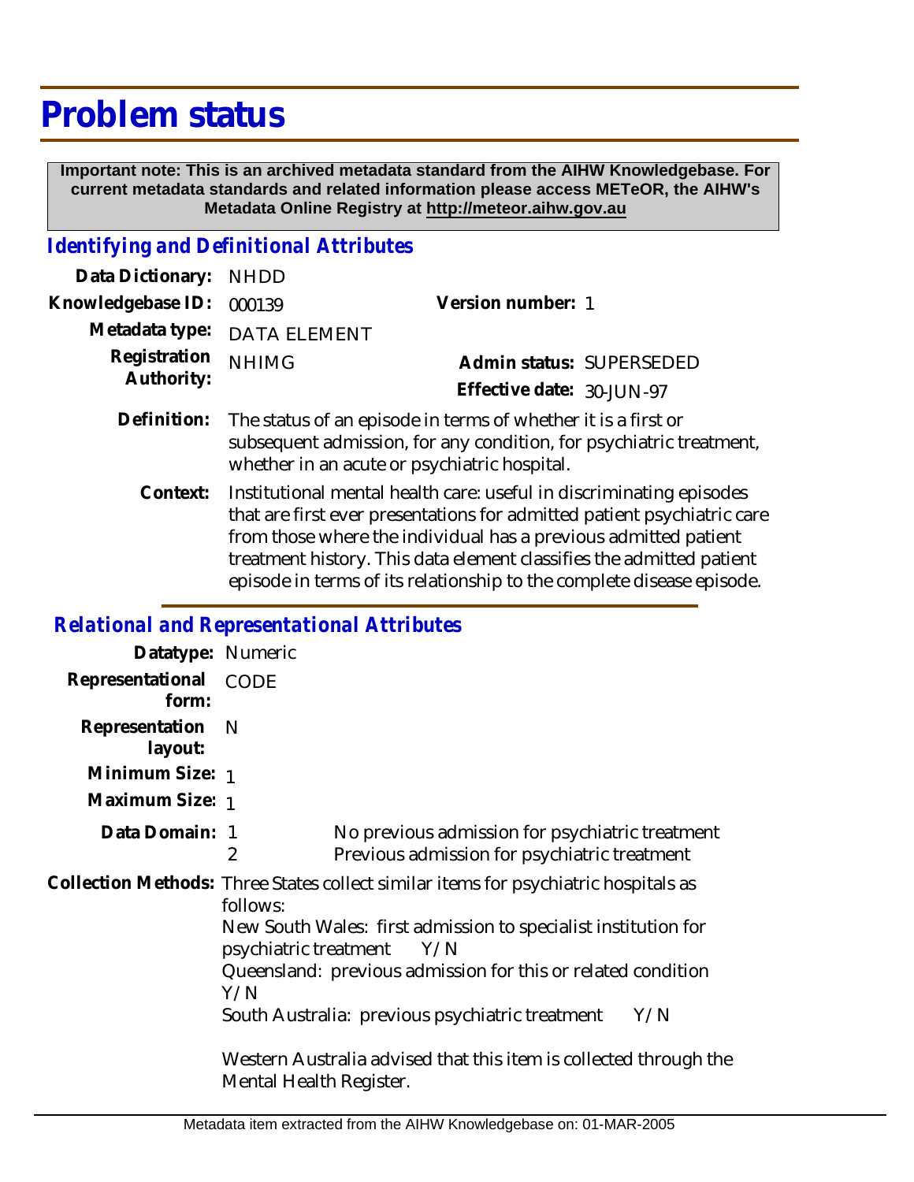# Problem status

**Important note: This is an archived metadata standard from the AIHW Knowledgebase. For current metadata standards and related information please access METeOR, the AIHW's Metadata Online Registry at http://meteor.aihw.gov.au**

## *Identifying and Definitional Attributes*

| | | | |
|---|---|---|---|
| **Data Dictionary:** | NHDD | | |
| **Knowledgebase ID:** | 000139 | **Version number:** | 1 |
| **Metadata type:** | DATA ELEMENT | | |
| **Registration Authority:** | NHIMG | **Admin status:** | SUPERSEDED |
| | | **Effective date:** | 30-JUN-97 |

**Definition:** The status of an episode in terms of whether it is a first or subsequent admission, for any condition, for psychiatric treatment, whether in an acute or psychiatric hospital.

**Context:** Institutional mental health care: useful in discriminating episodes that are first ever presentations for admitted patient psychiatric care from those where the individual has a previous admitted patient treatment history. This data element classifies the admitted patient episode in terms of its relationship to the complete disease episode.

## *Relational and Representational Attributes*

**Datatype:** Numeric

**Representational form:** CODE

**Representation layout:** N

**Minimum Size:** 1

**Maximum Size:** 1

**Data Domain:**

| | |
|---|---|
| 1 | No previous admission for psychiatric treatment |
| 2 | Previous admission for psychiatric treatment |

**Collection Methods:** Three States collect similar items for psychiatric hospitals as follows:

New South Wales: first admission to specialist institution for psychiatric treatment Y/N

Queensland: previous admission for this or related condition Y/N

South Australia: previous psychiatric treatment Y/N

Western Australia advised that this item is collected through the Mental Health Register.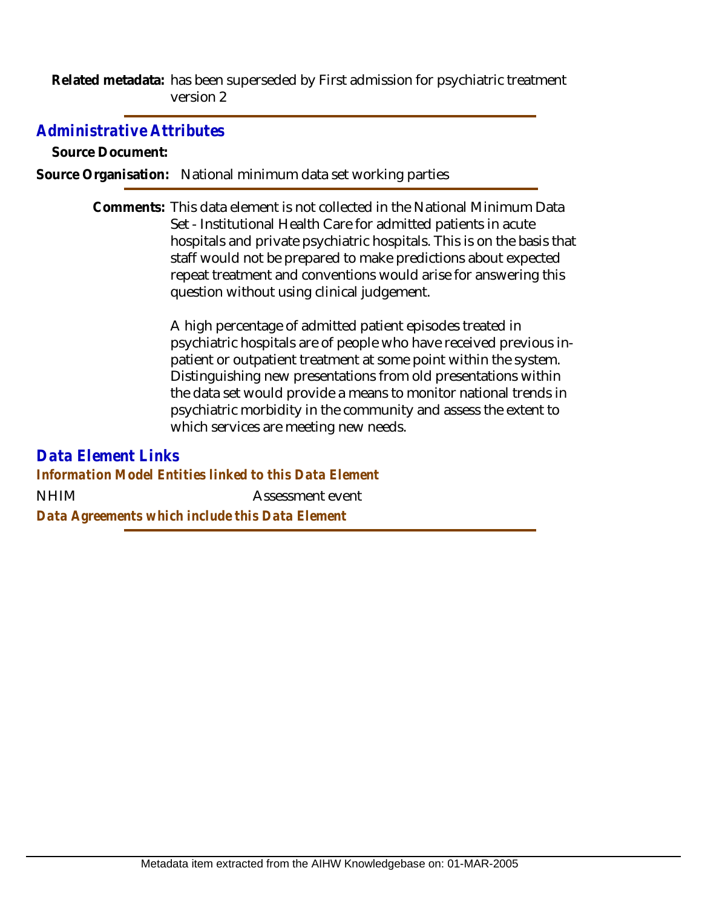**Related metadata:** has been superseded by First admission for psychiatric treatment version 2

## Administrative Attributes

**Source Document:**

**Source Organisation:** National minimum data set working parties

**Comments:** This data element is not collected in the National Minimum Data Set - Institutional Health Care for admitted patients in acute hospitals and private psychiatric hospitals. This is on the basis that staff would not be prepared to make predictions about expected repeat treatment and conventions would arise for answering this question without using clinical judgement.

A high percentage of admitted patient episodes treated in psychiatric hospitals are of people who have received previous in-patient or outpatient treatment at some point within the system. Distinguishing new presentations from old presentations within the data set would provide a means to monitor national trends in psychiatric morbidity in the community and assess the extent to which services are meeting new needs.

## Data Element Links

### Information Model Entities linked to this Data Element

| | |
|---|---|
| NHIM | Assessment event |

### Data Agreements which include this Data Element

Metadata item extracted from the AIHW Knowledgebase on: 01-MAR-2005